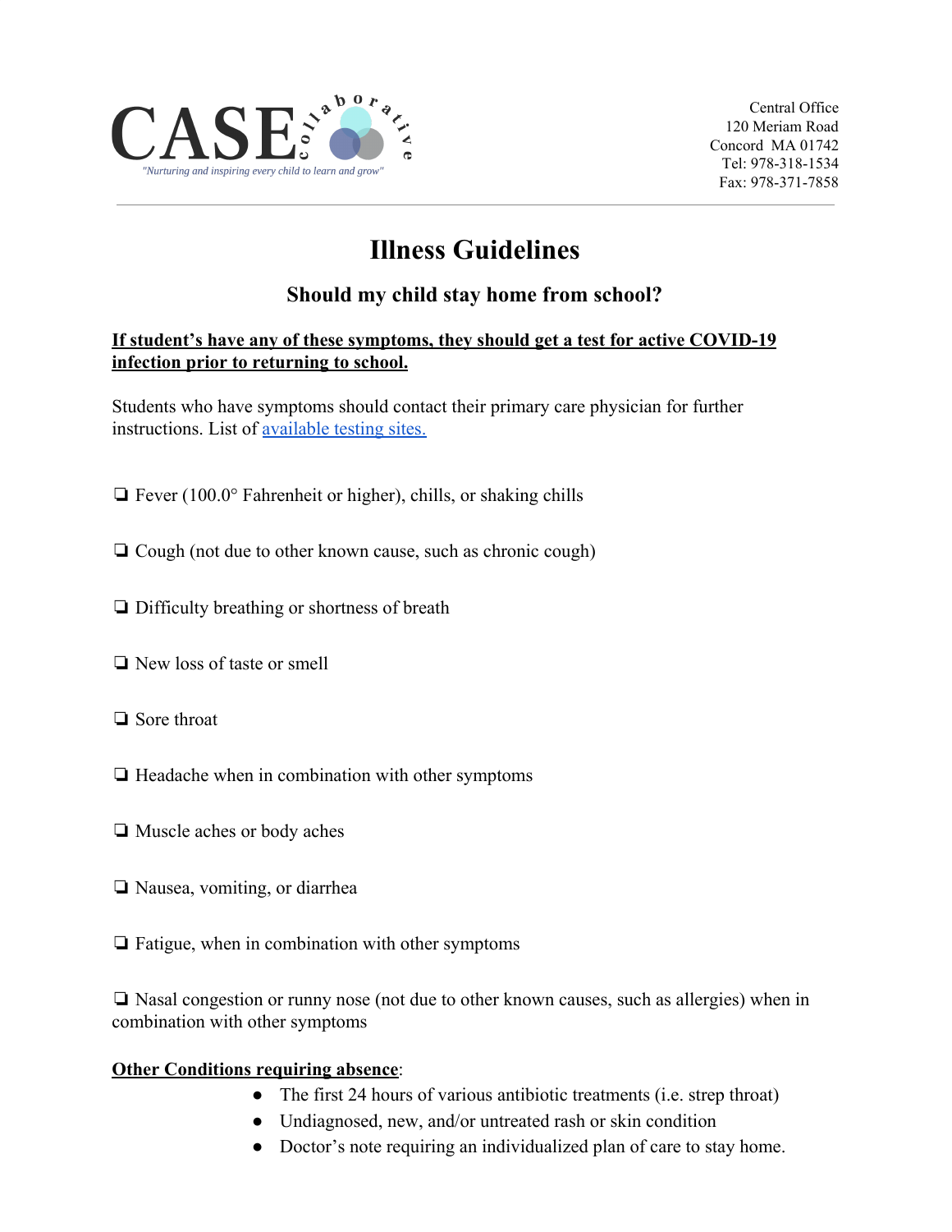CASE collaborative

*"Nurturing and inspiring every child to learn and grow"*

Central Office
120 Meriam Road
Concord MA 01742
Tel: 978-318-1534
Fax: 978-371-7858

---

# Illness Guidelines

## Should my child stay home from school?

**If student's have any of these symptoms, they should get a test for active COVID-19 infection prior to returning to school.**

Students who have symptoms should contact their primary care physician for further instructions. List of available testing sites.

- ❏ Fever (100.0° Fahrenheit or higher), chills, or shaking chills
- ❏ Cough (not due to other known cause, such as chronic cough)
- ❏ Difficulty breathing or shortness of breath
- ❏ New loss of taste or smell
- ❏ Sore throat
- ❏ Headache when in combination with other symptoms
- ❏ Muscle aches or body aches
- ❏ Nausea, vomiting, or diarrhea
- ❏ Fatigue, when in combination with other symptoms
- ❏ Nasal congestion or runny nose (not due to other known causes, such as allergies) when in combination with other symptoms

**Other Conditions requiring absence**:

- The first 24 hours of various antibiotic treatments (i.e. strep throat)
- Undiagnosed, new, and/or untreated rash or skin condition
- Doctor's note requiring an individualized plan of care to stay home.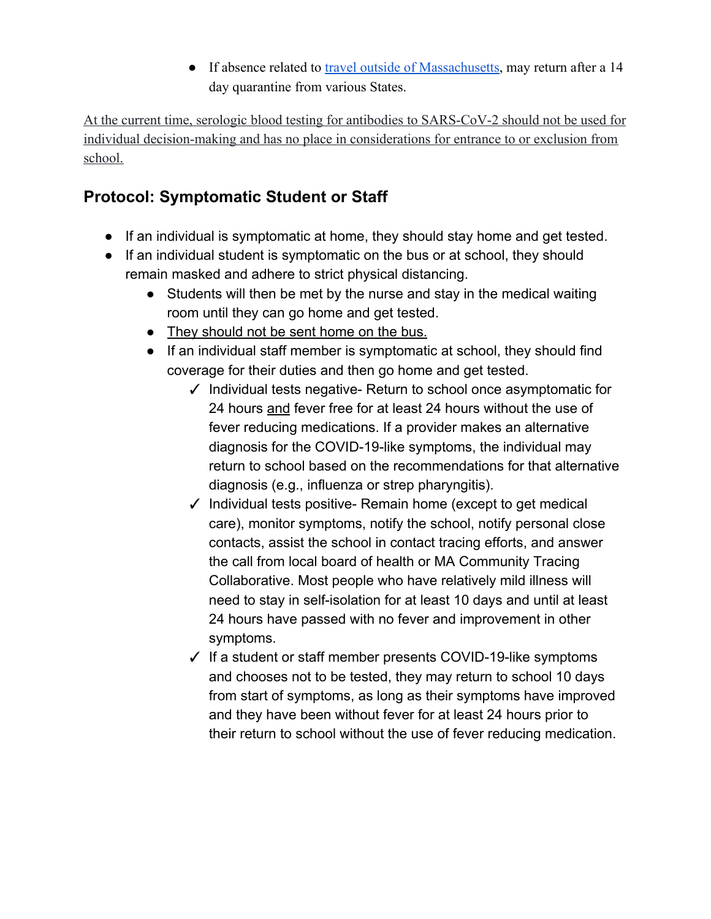- If absence related to [travel outside of Massachusetts](), may return after a 14 day quarantine from various States.

At the current time, serologic blood testing for antibodies to SARS-CoV-2 should not be used for individual decision-making and has no place in considerations for entrance to or exclusion from school.

## Protocol: Symptomatic Student or Staff

- If an individual is symptomatic at home, they should stay home and get tested.
- If an individual student is symptomatic on the bus or at school, they should remain masked and adhere to strict physical distancing.
  - Students will then be met by the nurse and stay in the medical waiting room until they can go home and get tested.
  - They should not be sent home on the bus.
  - If an individual staff member is symptomatic at school, they should find coverage for their duties and then go home and get tested.
    - ✓ Individual tests negative- Return to school once asymptomatic for 24 hours and fever free for at least 24 hours without the use of fever reducing medications. If a provider makes an alternative diagnosis for the COVID-19-like symptoms, the individual may return to school based on the recommendations for that alternative diagnosis (e.g., influenza or strep pharyngitis).
    - ✓ Individual tests positive- Remain home (except to get medical care), monitor symptoms, notify the school, notify personal close contacts, assist the school in contact tracing efforts, and answer the call from local board of health or MA Community Tracing Collaborative. Most people who have relatively mild illness will need to stay in self-isolation for at least 10 days and until at least 24 hours have passed with no fever and improvement in other symptoms.
    - ✓ If a student or staff member presents COVID-19-like symptoms and chooses not to be tested, they may return to school 10 days from start of symptoms, as long as their symptoms have improved and they have been without fever for at least 24 hours prior to their return to school without the use of fever reducing medication.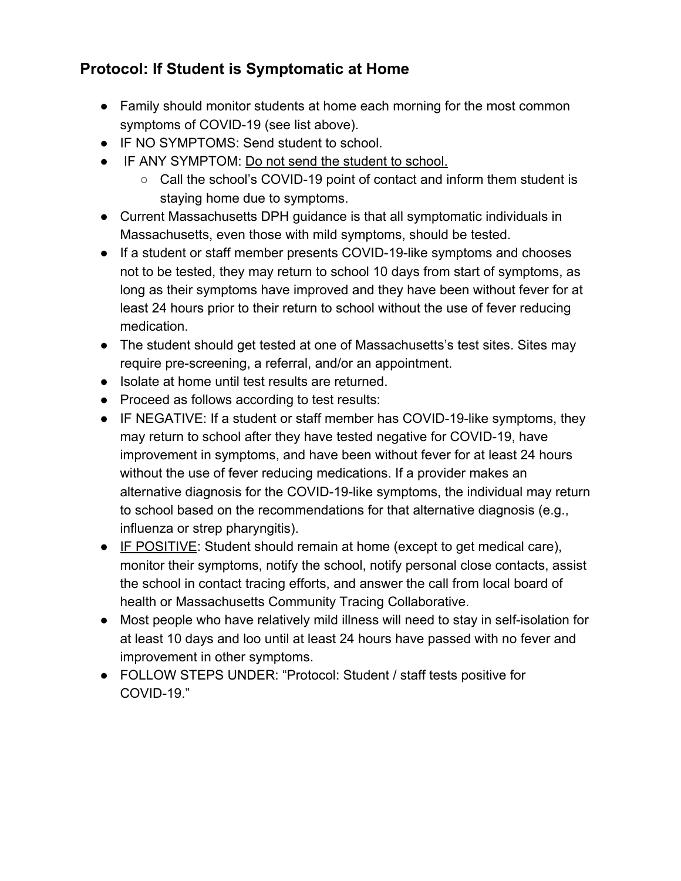## Protocol: If Student is Symptomatic at Home

- Family should monitor students at home each morning for the most common symptoms of COVID-19 (see list above).
- IF NO SYMPTOMS: Send student to school.
- IF ANY SYMPTOM: <u>Do not send the student to school.</u>
  - Call the school's COVID-19 point of contact and inform them student is staying home due to symptoms.
- Current Massachusetts DPH guidance is that all symptomatic individuals in Massachusetts, even those with mild symptoms, should be tested.
- If a student or staff member presents COVID-19-like symptoms and chooses not to be tested, they may return to school 10 days from start of symptoms, as long as their symptoms have improved and they have been without fever for at least 24 hours prior to their return to school without the use of fever reducing medication.
- The student should get tested at one of Massachusetts's test sites. Sites may require pre-screening, a referral, and/or an appointment.
- Isolate at home until test results are returned.
- Proceed as follows according to test results:
- IF NEGATIVE: If a student or staff member has COVID-19-like symptoms, they may return to school after they have tested negative for COVID-19, have improvement in symptoms, and have been without fever for at least 24 hours without the use of fever reducing medications. If a provider makes an alternative diagnosis for the COVID-19-like symptoms, the individual may return to school based on the recommendations for that alternative diagnosis (e.g., influenza or strep pharyngitis).
- <u>IF POSITIVE</u>: Student should remain at home (except to get medical care), monitor their symptoms, notify the school, notify personal close contacts, assist the school in contact tracing efforts, and answer the call from local board of health or Massachusetts Community Tracing Collaborative.
- Most people who have relatively mild illness will need to stay in self-isolation for at least 10 days and loo until at least 24 hours have passed with no fever and improvement in other symptoms.
- FOLLOW STEPS UNDER: "Protocol: Student / staff tests positive for COVID-19."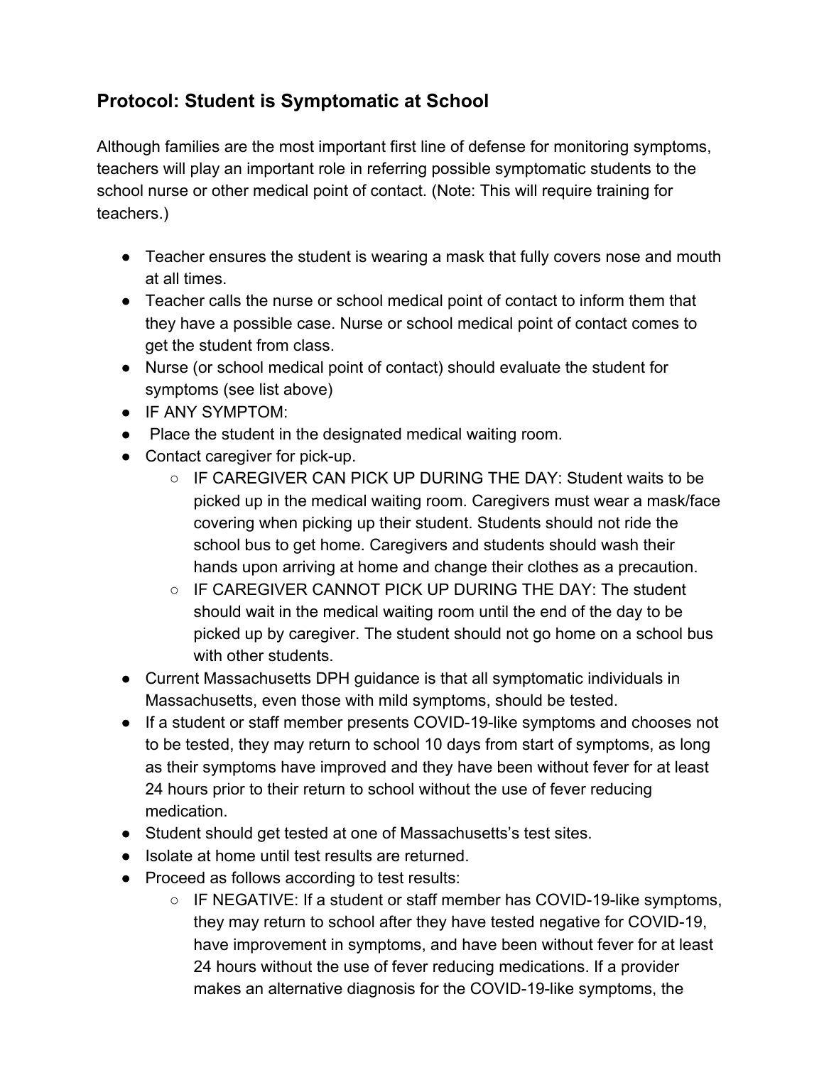## Protocol: Student is Symptomatic at School

Although families are the most important first line of defense for monitoring symptoms, teachers will play an important role in referring possible symptomatic students to the school nurse or other medical point of contact. (Note: This will require training for teachers.)

- Teacher ensures the student is wearing a mask that fully covers nose and mouth at all times.
- Teacher calls the nurse or school medical point of contact to inform them that they have a possible case. Nurse or school medical point of contact comes to get the student from class.
- Nurse (or school medical point of contact) should evaluate the student for symptoms (see list above)
- IF ANY SYMPTOM:
- Place the student in the designated medical waiting room.
- Contact caregiver for pick-up.
  - IF CAREGIVER CAN PICK UP DURING THE DAY: Student waits to be picked up in the medical waiting room. Caregivers must wear a mask/face covering when picking up their student. Students should not ride the school bus to get home. Caregivers and students should wash their hands upon arriving at home and change their clothes as a precaution.
  - IF CAREGIVER CANNOT PICK UP DURING THE DAY: The student should wait in the medical waiting room until the end of the day to be picked up by caregiver. The student should not go home on a school bus with other students.
- Current Massachusetts DPH guidance is that all symptomatic individuals in Massachusetts, even those with mild symptoms, should be tested.
- If a student or staff member presents COVID-19-like symptoms and chooses not to be tested, they may return to school 10 days from start of symptoms, as long as their symptoms have improved and they have been without fever for at least 24 hours prior to their return to school without the use of fever reducing medication.
- Student should get tested at one of Massachusetts's test sites.
- Isolate at home until test results are returned.
- Proceed as follows according to test results:
  - IF NEGATIVE: If a student or staff member has COVID-19-like symptoms, they may return to school after they have tested negative for COVID-19, have improvement in symptoms, and have been without fever for at least 24 hours without the use of fever reducing medications. If a provider makes an alternative diagnosis for the COVID-19-like symptoms, the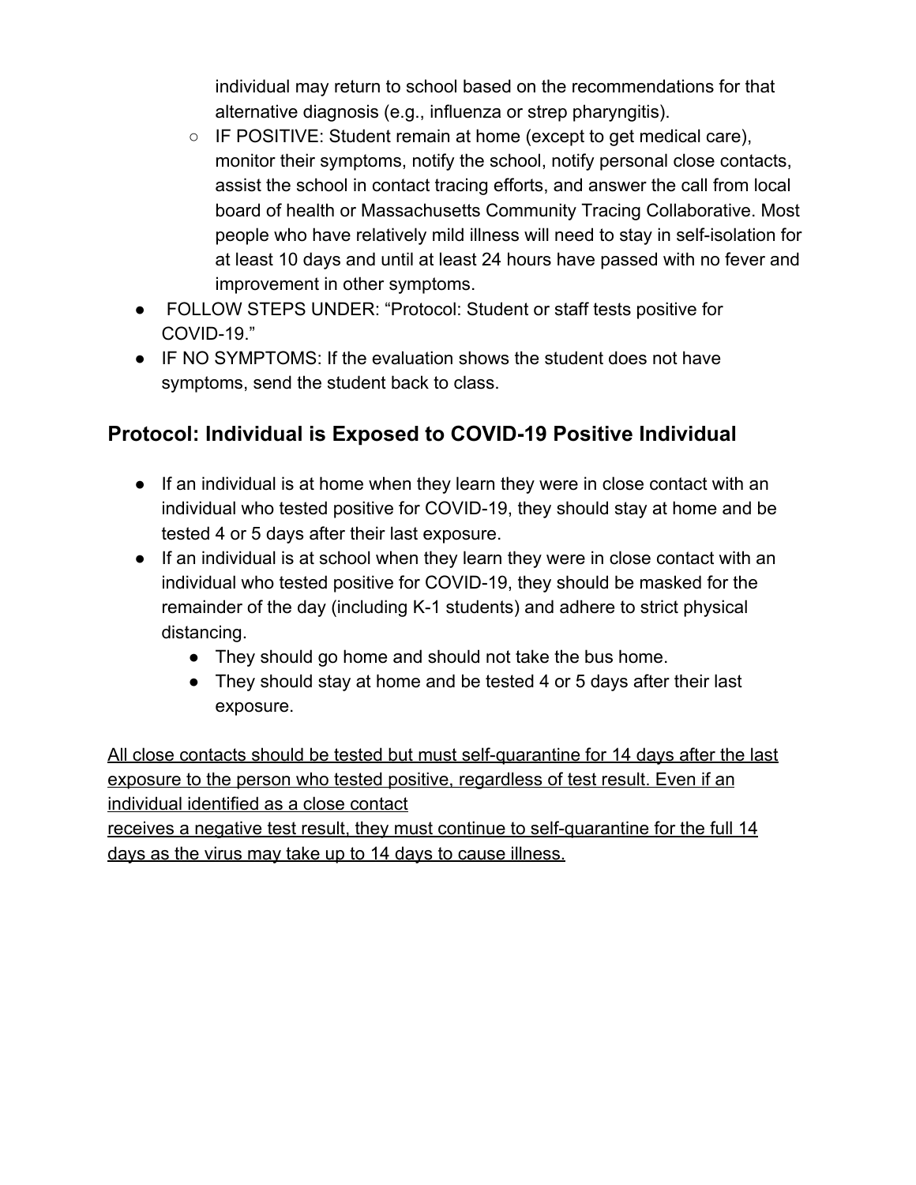individual may return to school based on the recommendations for that alternative diagnosis (e.g., influenza or strep pharyngitis).

  - IF POSITIVE: Student remain at home (except to get medical care), monitor their symptoms, notify the school, notify personal close contacts, assist the school in contact tracing efforts, and answer the call from local board of health or Massachusetts Community Tracing Collaborative. Most people who have relatively mild illness will need to stay in self-isolation for at least 10 days and until at least 24 hours have passed with no fever and improvement in other symptoms.

- FOLLOW STEPS UNDER: "Protocol: Student or staff tests positive for COVID-19."
- IF NO SYMPTOMS: If the evaluation shows the student does not have symptoms, send the student back to class.

## Protocol: Individual is Exposed to COVID-19 Positive Individual

- If an individual is at home when they learn they were in close contact with an individual who tested positive for COVID-19, they should stay at home and be tested 4 or 5 days after their last exposure.
- If an individual is at school when they learn they were in close contact with an individual who tested positive for COVID-19, they should be masked for the remainder of the day (including K-1 students) and adhere to strict physical distancing.
  - They should go home and should not take the bus home.
  - They should stay at home and be tested 4 or 5 days after their last exposure.

<u>All close contacts should be tested but must self-quarantine for 14 days after the last exposure to the person who tested positive, regardless of test result. Even if an individual identified as a close contact receives a negative test result, they must continue to self-quarantine for the full 14 days as the virus may take up to 14 days to cause illness.</u>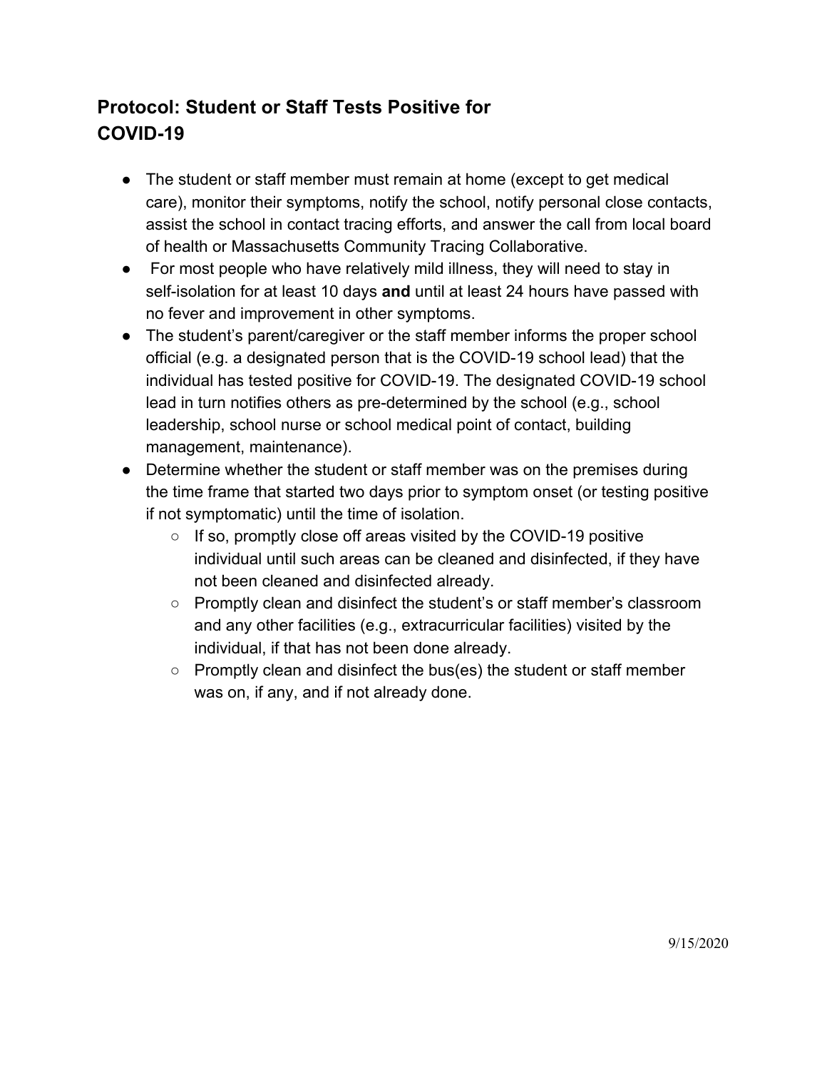## Protocol: Student or Staff Tests Positive for COVID-19

- The student or staff member must remain at home (except to get medical care), monitor their symptoms, notify the school, notify personal close contacts, assist the school in contact tracing efforts, and answer the call from local board of health or Massachusetts Community Tracing Collaborative.
- For most people who have relatively mild illness, they will need to stay in self-isolation for at least 10 days **and** until at least 24 hours have passed with no fever and improvement in other symptoms.
- The student's parent/caregiver or the staff member informs the proper school official (e.g. a designated person that is the COVID-19 school lead) that the individual has tested positive for COVID-19. The designated COVID-19 school lead in turn notifies others as pre-determined by the school (e.g., school leadership, school nurse or school medical point of contact, building management, maintenance).
- Determine whether the student or staff member was on the premises during the time frame that started two days prior to symptom onset (or testing positive if not symptomatic) until the time of isolation.
  - If so, promptly close off areas visited by the COVID-19 positive individual until such areas can be cleaned and disinfected, if they have not been cleaned and disinfected already.
  - Promptly clean and disinfect the student's or staff member's classroom and any other facilities (e.g., extracurricular facilities) visited by the individual, if that has not been done already.
  - Promptly clean and disinfect the bus(es) the student or staff member was on, if any, and if not already done.

9/15/2020